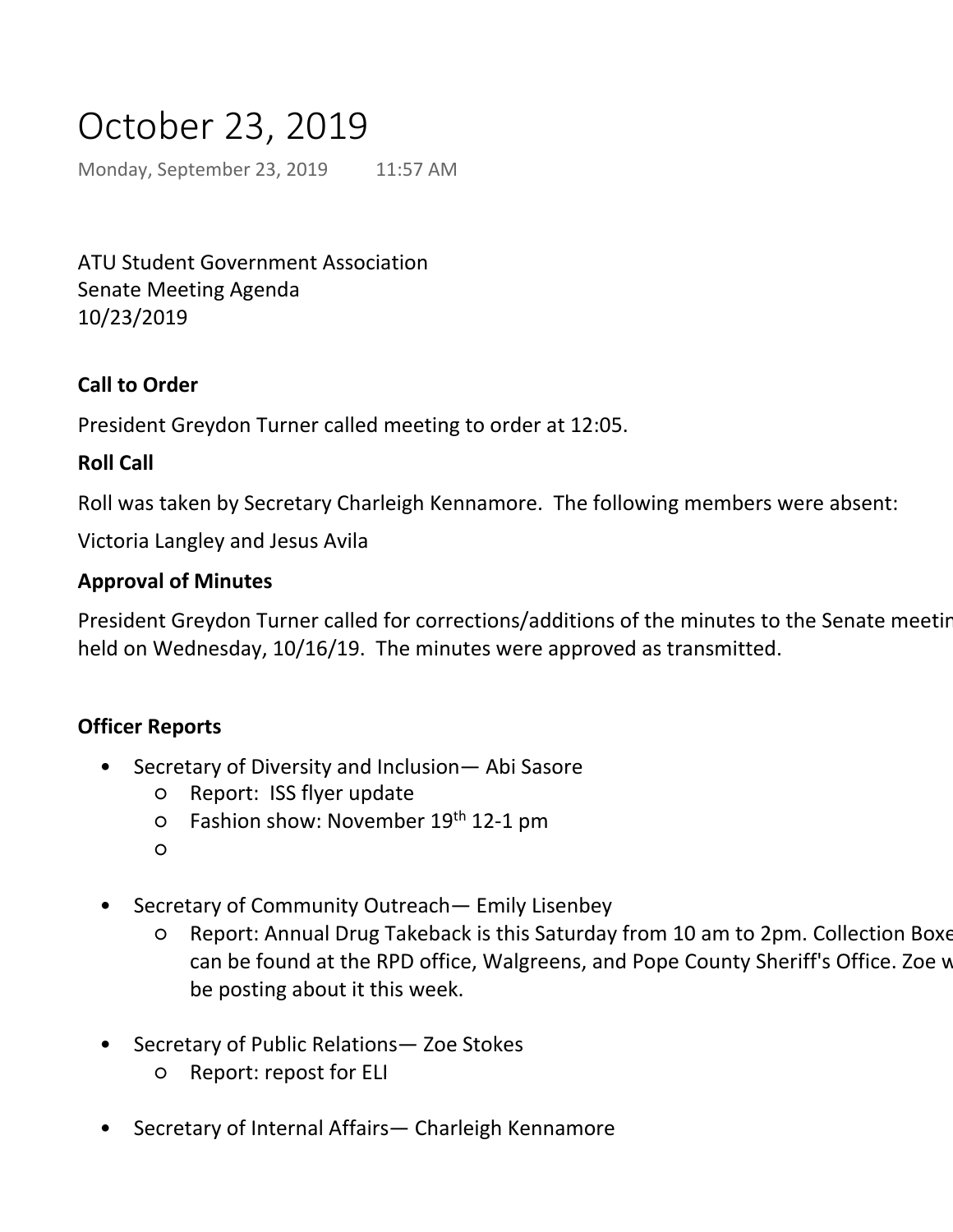# October 23, 2019

Monday, September 23, 2019 11:57 AM

ATU Student Government Association
Senate Meeting Agenda
10/23/2019

**Call to Order**

President Greydon Turner called meeting to order at 12:05.

**Roll Call**

Roll was taken by Secretary Charleigh Kennamore. The following members were absent:

Victoria Langley and Jesus Avila

**Approval of Minutes**

President Greydon Turner called for corrections/additions of the minutes to the Senate meetin held on Wednesday, 10/16/19. The minutes were approved as transmitted.

**Officer Reports**

- Secretary of Diversity and Inclusion— Abi Sasore
    - Report: ISS flyer update
    - Fashion show: November 19th 12-1 pm
    - 
- Secretary of Community Outreach— Emily Lisenbey
    - Report: Annual Drug Takeback is this Saturday from 10 am to 2pm. Collection Boxe can be found at the RPD office, Walgreens, and Pope County Sheriff's Office. Zoe w be posting about it this week.
- Secretary of Public Relations— Zoe Stokes
    - Report: repost for ELI
- Secretary of Internal Affairs— Charleigh Kennamore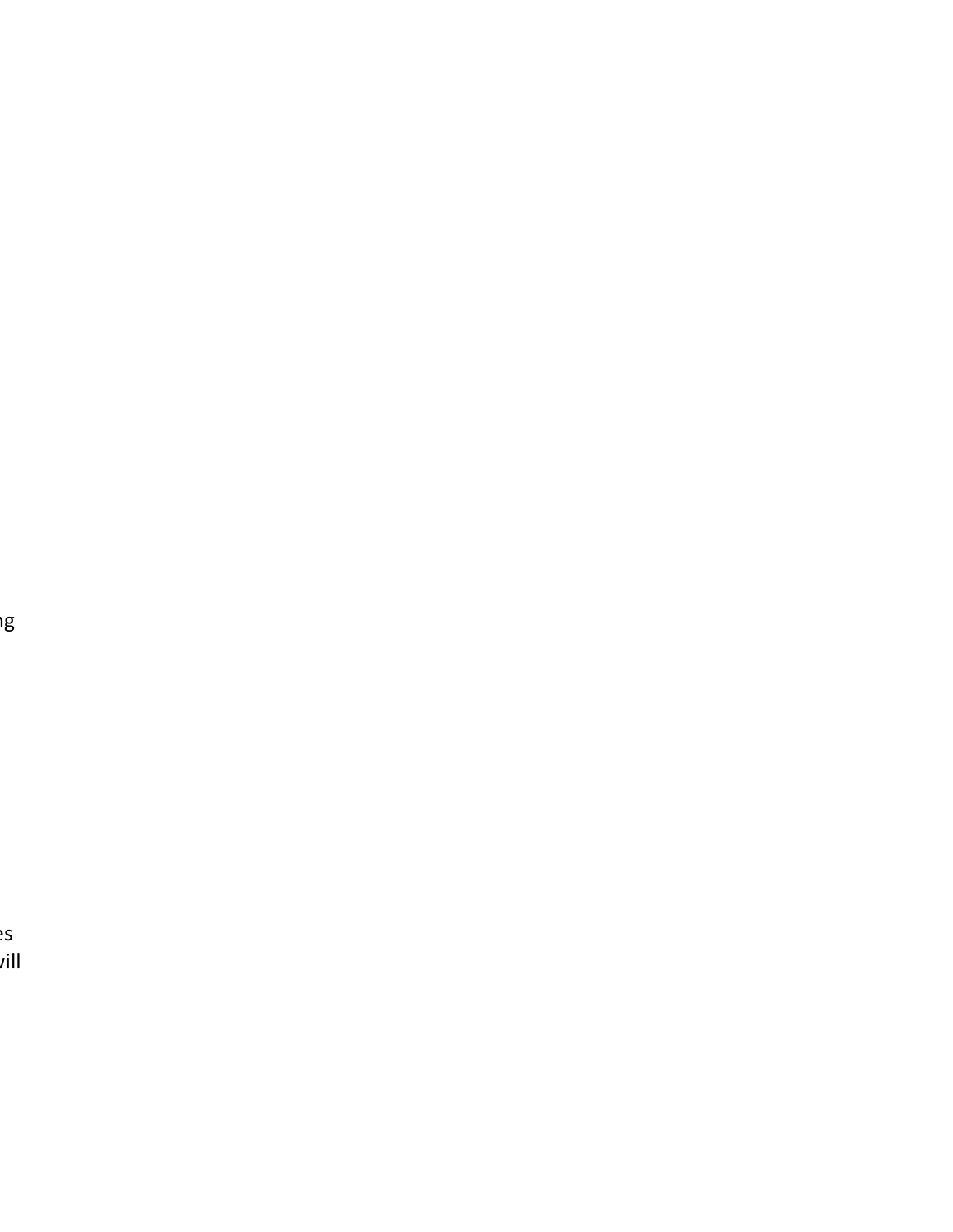ng

es
vill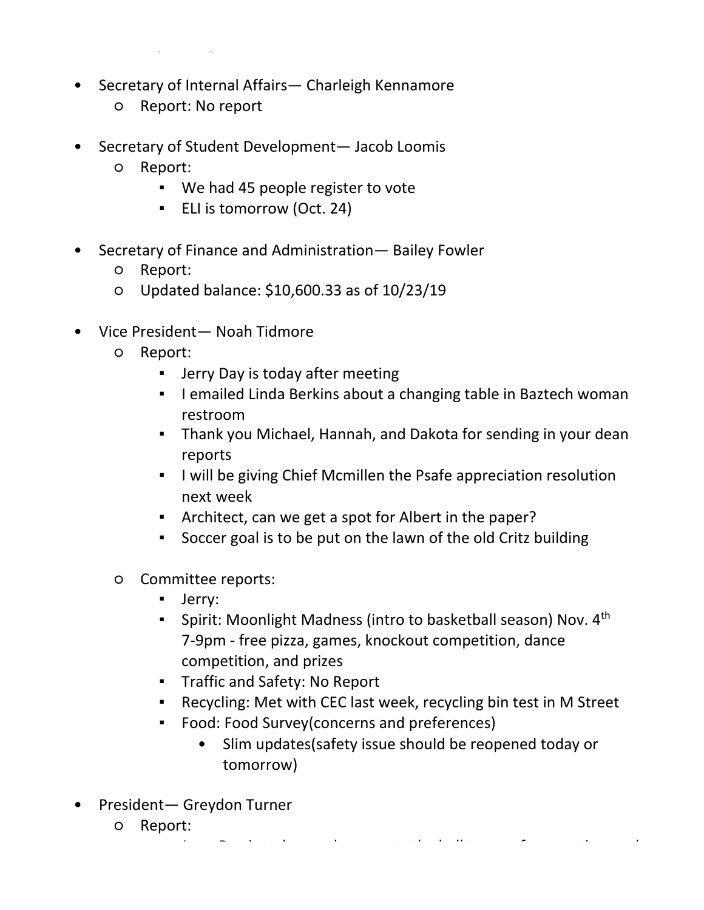- Secretary of Internal Affairs— Charleigh Kennamore
    - Report: No report

- Secretary of Student Development— Jacob Loomis
    - Report:
        - We had 45 people register to vote
        - ELI is tomorrow (Oct. 24)

- Secretary of Finance and Administration— Bailey Fowler
    - Report:
    - Updated balance: $10,600.33 as of 10/23/19

- Vice President— Noah Tidmore
    - Report:
        - Jerry Day is today after meeting
        - I emailed Linda Berkins about a changing table in Baztech woman restroom
        - Thank you Michael, Hannah, and Dakota for sending in your dean reports
        - I will be giving Chief Mcmillen the Psafe appreciation resolution next week
        - Architect, can we get a spot for Albert in the paper?
        - Soccer goal is to be put on the lawn of the old Critz building

    - Committee reports:
        - Jerry:
        - Spirit: Moonlight Madness (intro to basketball season) Nov. 4th 7-9pm - free pizza, games, knockout competition, dance competition, and prizes
        - Traffic and Safety: No Report
        - Recycling: Met with CEC last week, recycling bin test in M Street
        - Food: Food Survey(concerns and preferences)
            - Slim updates(safety issue should be reopened today or tomorrow)

- President— Greydon Turner
    - Report: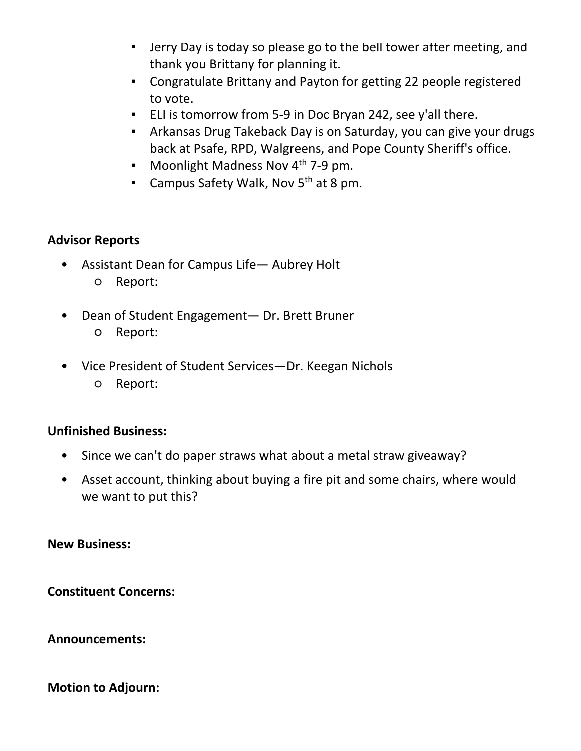- Jerry Day is today so please go to the bell tower after meeting, and thank you Brittany for planning it.
    - Congratulate Brittany and Payton for getting 22 people registered to vote.
    - ELI is tomorrow from 5-9 in Doc Bryan 242, see y'all there.
    - Arkansas Drug Takeback Day is on Saturday, you can give your drugs back at Psafe, RPD, Walgreens, and Pope County Sheriff's office.
    - Moonlight Madness Nov 4th 7-9 pm.
    - Campus Safety Walk, Nov 5th at 8 pm.

**Advisor Reports**

- Assistant Dean for Campus Life— Aubrey Holt
    - Report:
- Dean of Student Engagement— Dr. Brett Bruner
    - Report:
- Vice President of Student Services—Dr. Keegan Nichols
    - Report:

**Unfinished Business:**

- Since we can't do paper straws what about a metal straw giveaway?
- Asset account, thinking about buying a fire pit and some chairs, where would we want to put this?

**New Business:**

**Constituent Concerns:**

**Announcements:**

**Motion to Adjourn:**